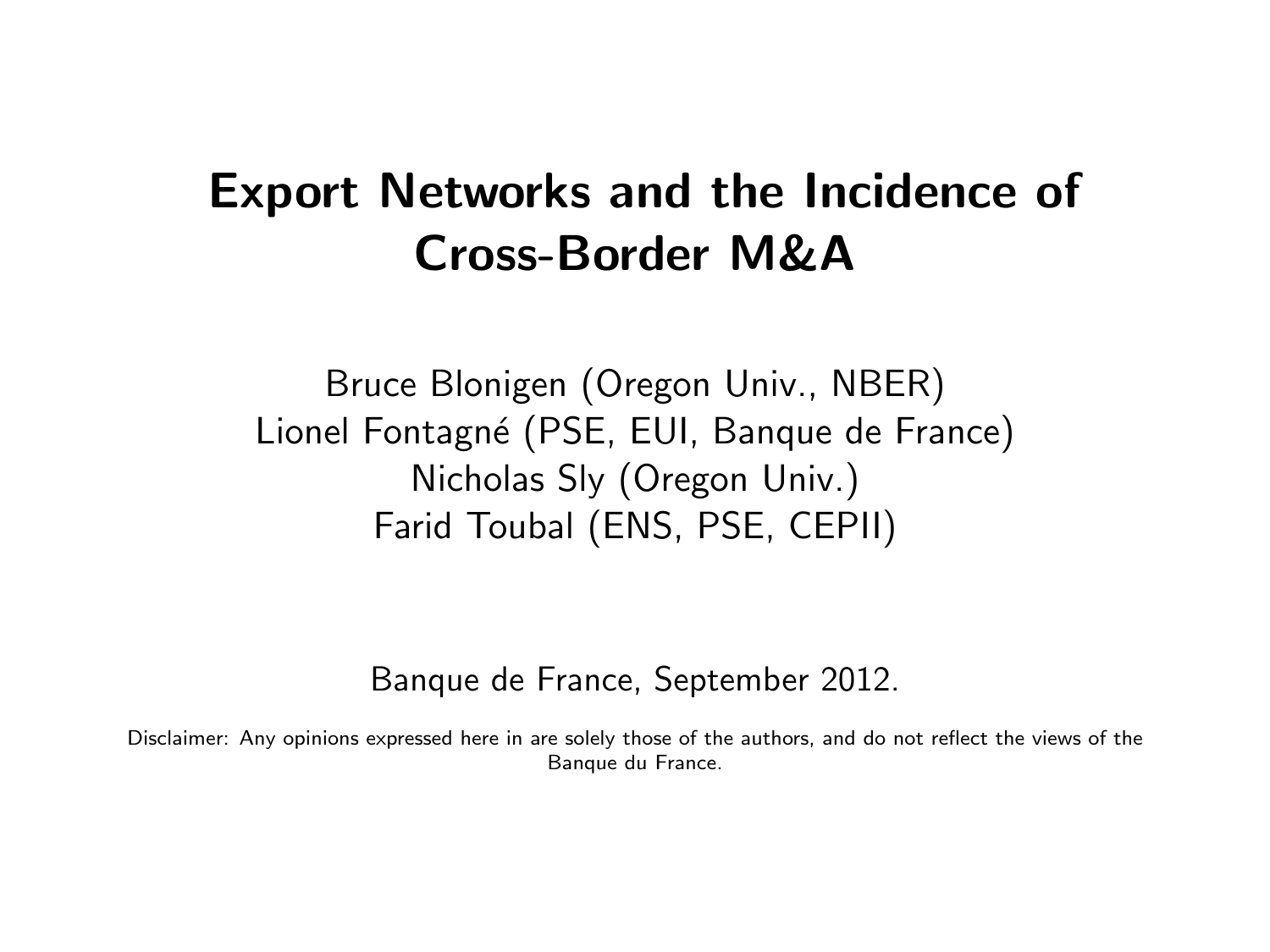# Export Networks and the Incidence of Cross-Border M&A

Bruce Blonigen (Oregon Univ., NBER)
Lionel Fontagné (PSE, EUI, Banque de France)
Nicholas Sly (Oregon Univ.)
Farid Toubal (ENS, PSE, CEPII)

Banque de France, September 2012.

Disclaimer: Any opinions expressed here in are solely those of the authors, and do not reflect the views of the Banque du France.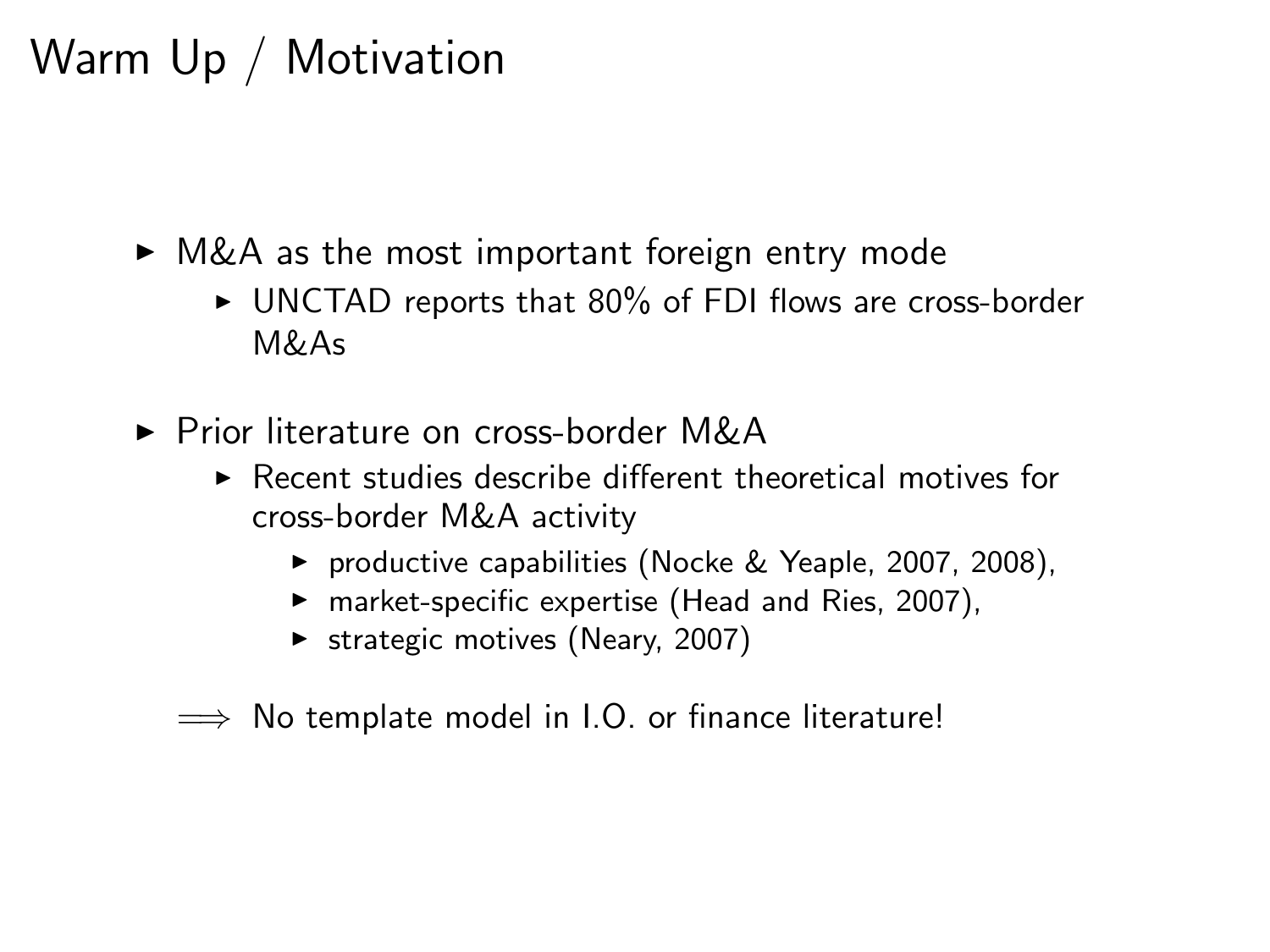# Warm Up / Motivation

- M&A as the most important foreign entry mode
  - UNCTAD reports that 80% of FDI flows are cross-border M&As

- Prior literature on cross-border M&A
  - Recent studies describe different theoretical motives for cross-border M&A activity
    - productive capabilities (Nocke & Yeaple, 2007, 2008),
    - market-specific expertise (Head and Ries, 2007),
    - strategic motives (Neary, 2007)

$\Longrightarrow$ No template model in I.O. or finance literature!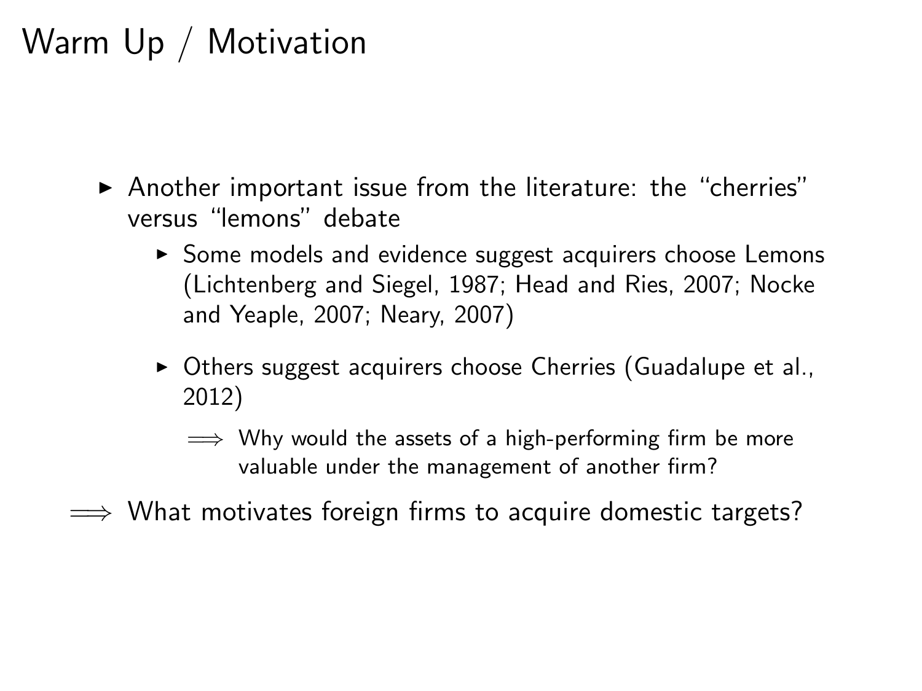# Warm Up / Motivation

- Another important issue from the literature: the "cherries" versus "lemons" debate
  - Some models and evidence suggest acquirers choose Lemons (Lichtenberg and Siegel, 1987; Head and Ries, 2007; Nocke and Yeaple, 2007; Neary, 2007)
  - Others suggest acquirers choose Cherries (Guadalupe et al., 2012)

    $\Longrightarrow$ Why would the assets of a high-performing firm be more valuable under the management of another firm?

$\Longrightarrow$ What motivates foreign firms to acquire domestic targets?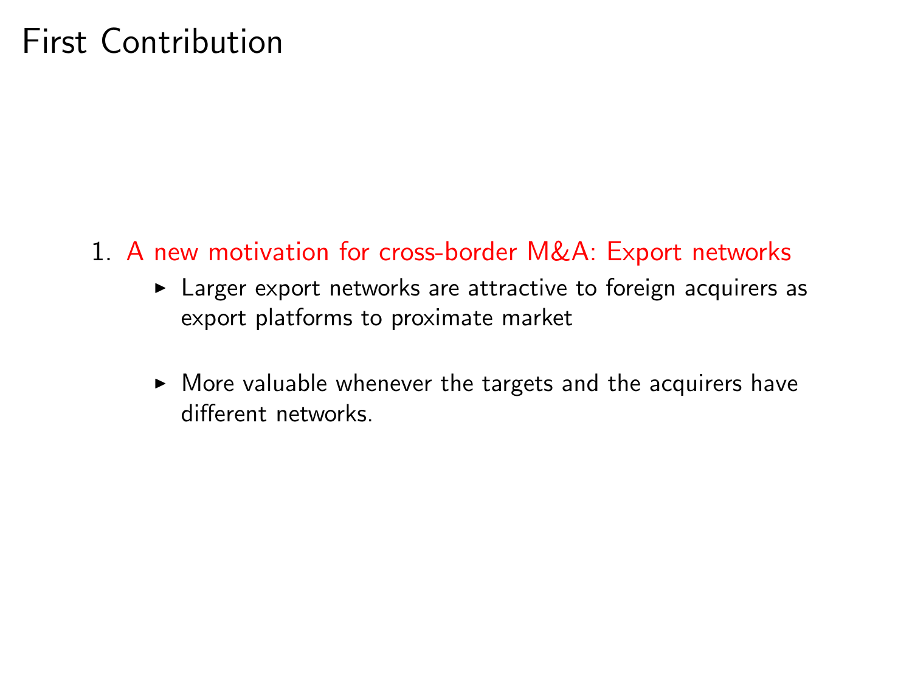# First Contribution

1. A new motivation for cross-border M&A: Export networks
   - Larger export networks are attractive to foreign acquirers as export platforms to proximate market
   - More valuable whenever the targets and the acquirers have different networks.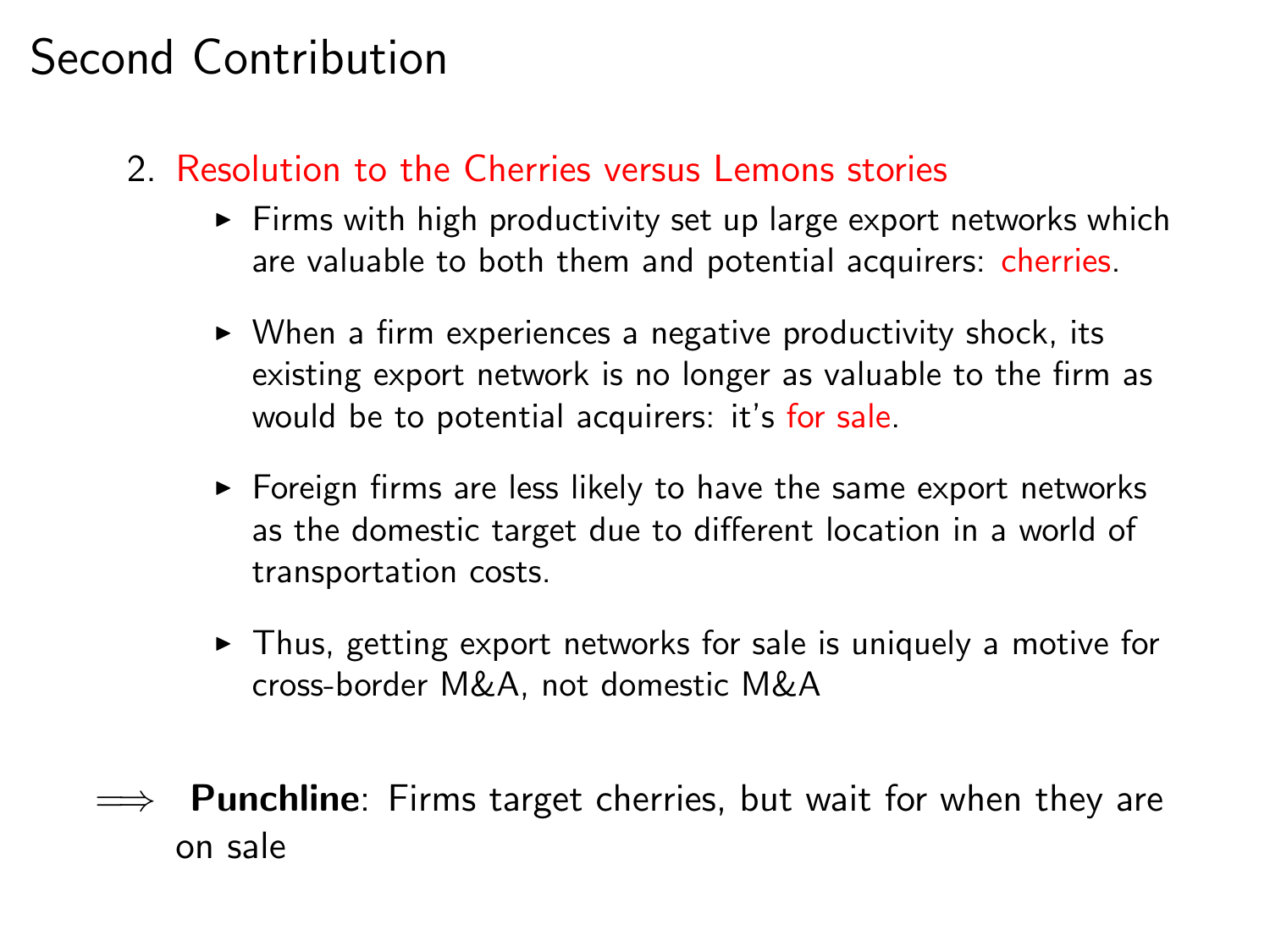# Second Contribution

2. Resolution to the Cherries versus Lemons stories
   - Firms with high productivity set up large export networks which are valuable to both them and potential acquirers: cherries.
   - When a firm experiences a negative productivity shock, its existing export network is no longer as valuable to the firm as would be to potential acquirers: it's for sale.
   - Foreign firms are less likely to have the same export networks as the domestic target due to different location in a world of transportation costs.
   - Thus, getting export networks for sale is uniquely a motive for cross-border M&A, not domestic M&A

$\Longrightarrow$ **Punchline**: Firms target cherries, but wait for when they are on sale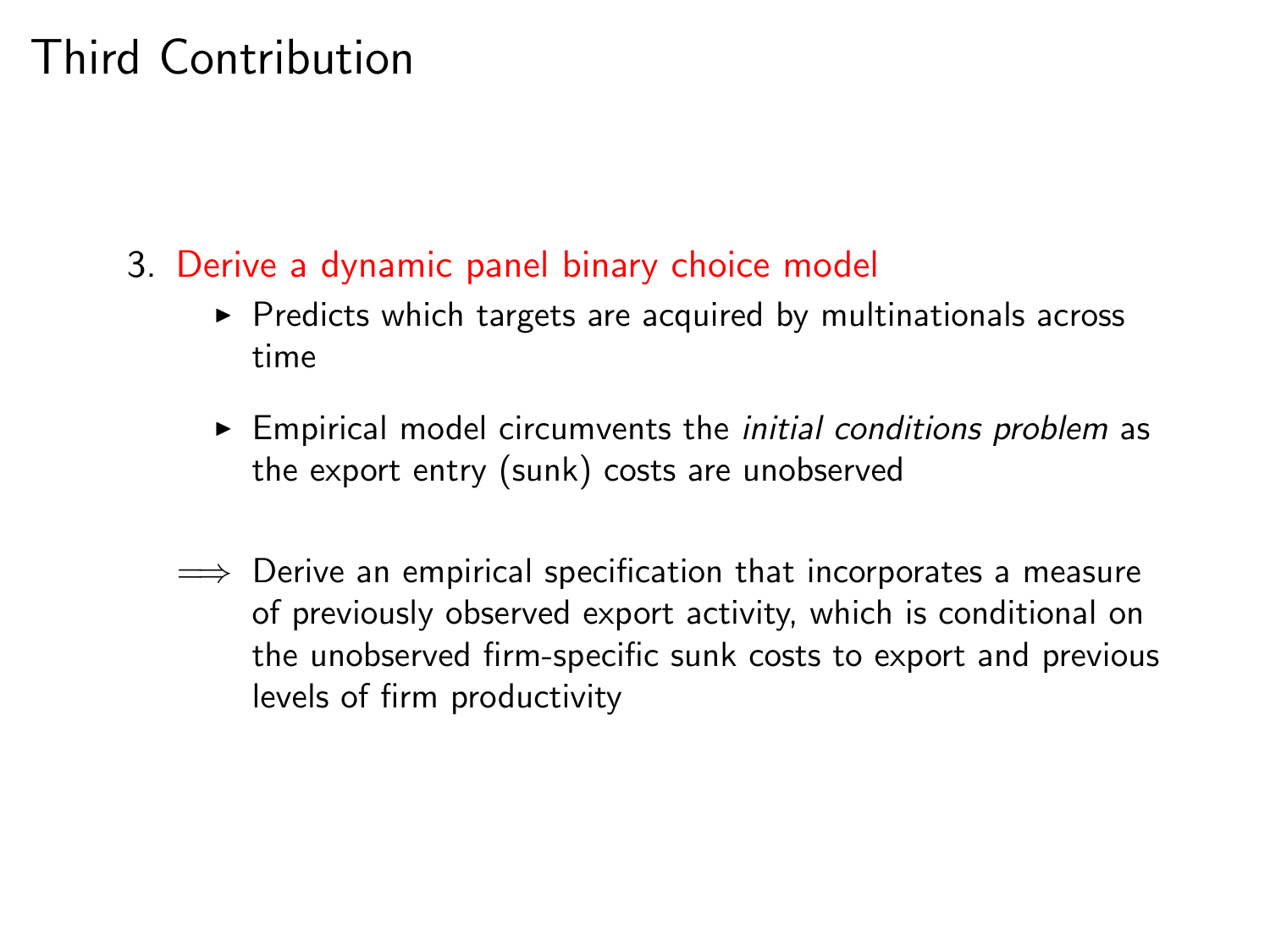# Third Contribution

3. Derive a dynamic panel binary choice model
   - Predicts which targets are acquired by multinationals across time
   - Empirical model circumvents the *initial conditions problem* as the export entry (sunk) costs are unobserved

$\Longrightarrow$ Derive an empirical specification that incorporates a measure of previously observed export activity, which is conditional on the unobserved firm-specific sunk costs to export and previous levels of firm productivity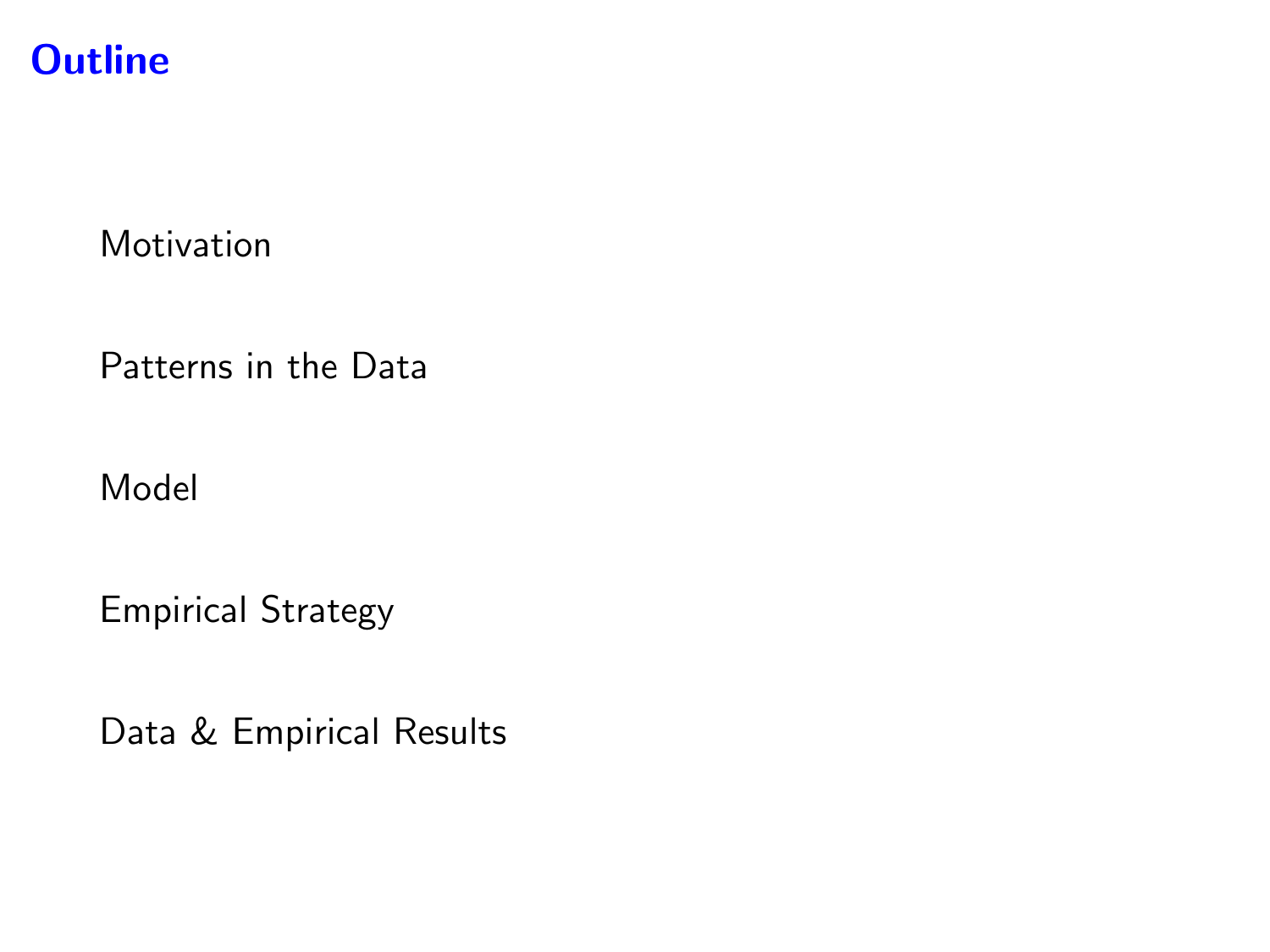# Outline

Motivation

Patterns in the Data

Model

Empirical Strategy

Data & Empirical Results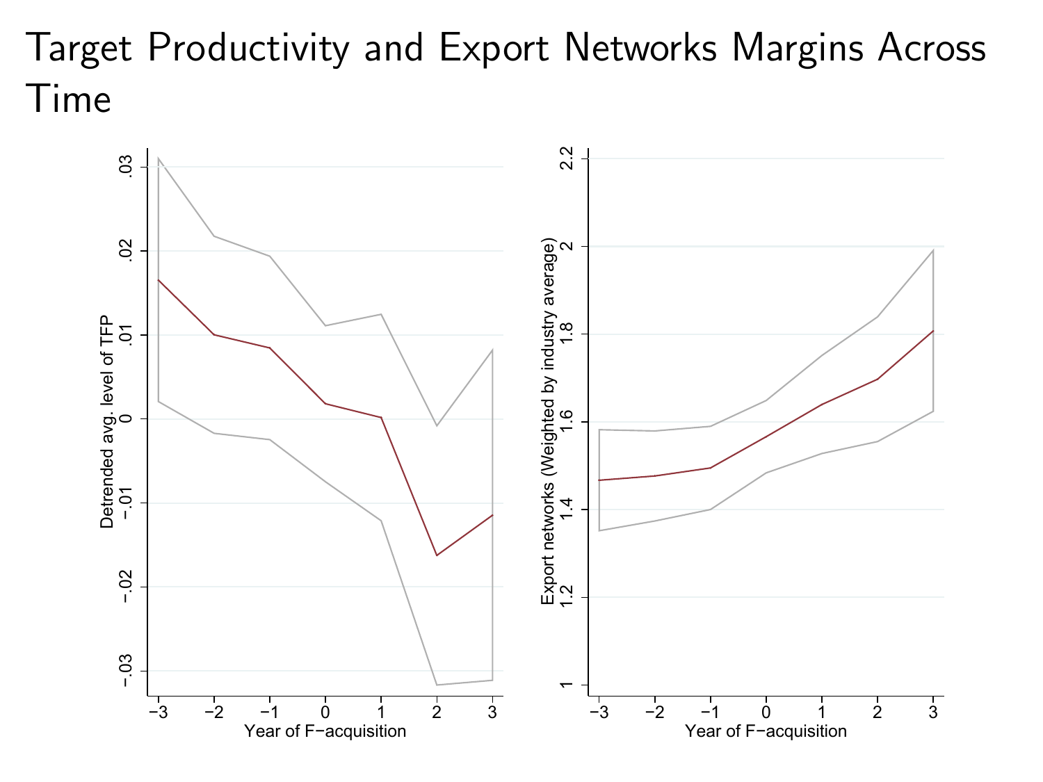# Target Productivity and Export Networks Margins Across Time

Detrended avg. level of TFP

.03
.02
.01
0
-.01
-.02
-.03

−3 −2 −1 0 1 2 3

Year of F−acquisition

Export networks (Weighted by industry average)

2.2
2
1.8
1.6
1.4
1.2
1

−3 −2 −1 0 1 2 3

Year of F−acquisition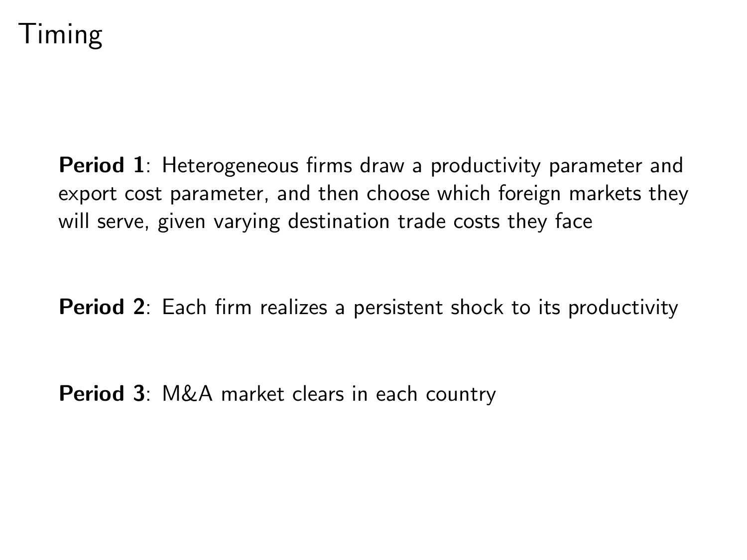# Timing

**Period 1**: Heterogeneous firms draw a productivity parameter and export cost parameter, and then choose which foreign markets they will serve, given varying destination trade costs they face

**Period 2**: Each firm realizes a persistent shock to its productivity

**Period 3**: M&A market clears in each country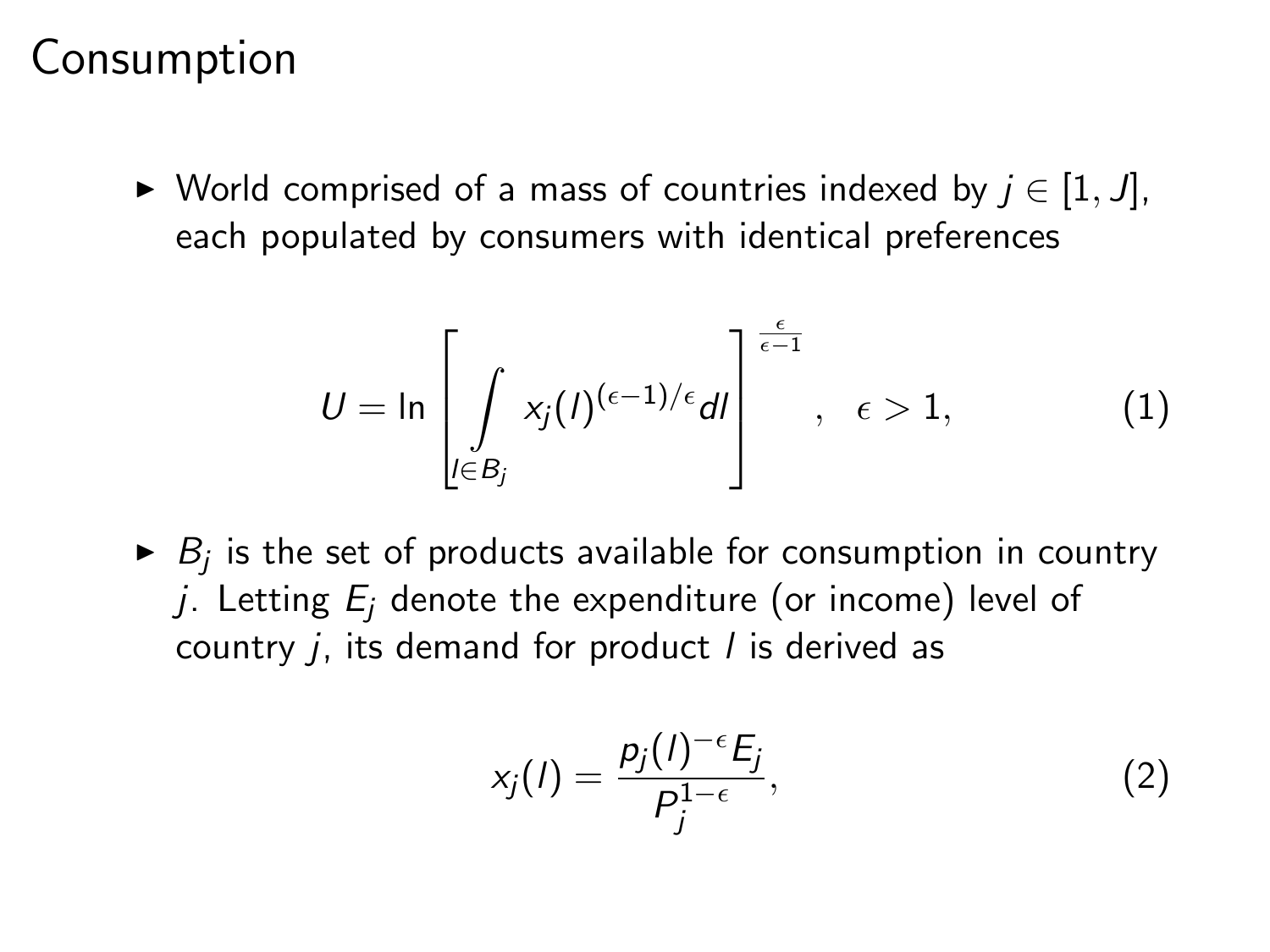# Consumption

- World comprised of a mass of countries indexed by $j \in [1, J]$, each populated by consumers with identical preferences

$$U = \ln \left[ \int_{l \in B_j} x_j(l)^{(\epsilon-1)/\epsilon} dl \right]^{\frac{\epsilon}{\epsilon-1}}, \quad \epsilon > 1, \tag{1}$$

- $B_j$ is the set of products available for consumption in country $j$. Letting $E_j$ denote the expenditure (or income) level of country $j$, its demand for product $l$ is derived as

$$x_j(l) = \frac{p_j(l)^{-\epsilon} E_j}{P_j^{1-\epsilon}}, \tag{2}$$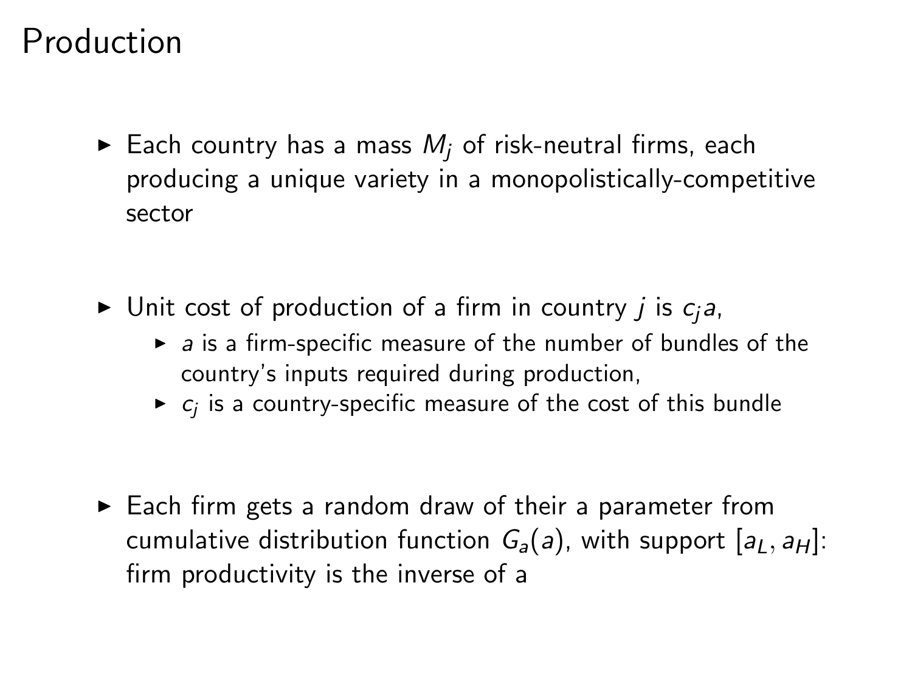# Production

- Each country has a mass $M_j$ of risk-neutral firms, each producing a unique variety in a monopolistically-competitive sector
- Unit cost of production of a firm in country $j$ is $c_j a$,
  - $a$ is a firm-specific measure of the number of bundles of the country's inputs required during production,
  - $c_j$ is a country-specific measure of the cost of this bundle
- Each firm gets a random draw of their a parameter from cumulative distribution function $G_a(a)$, with support $[a_L, a_H]$: firm productivity is the inverse of a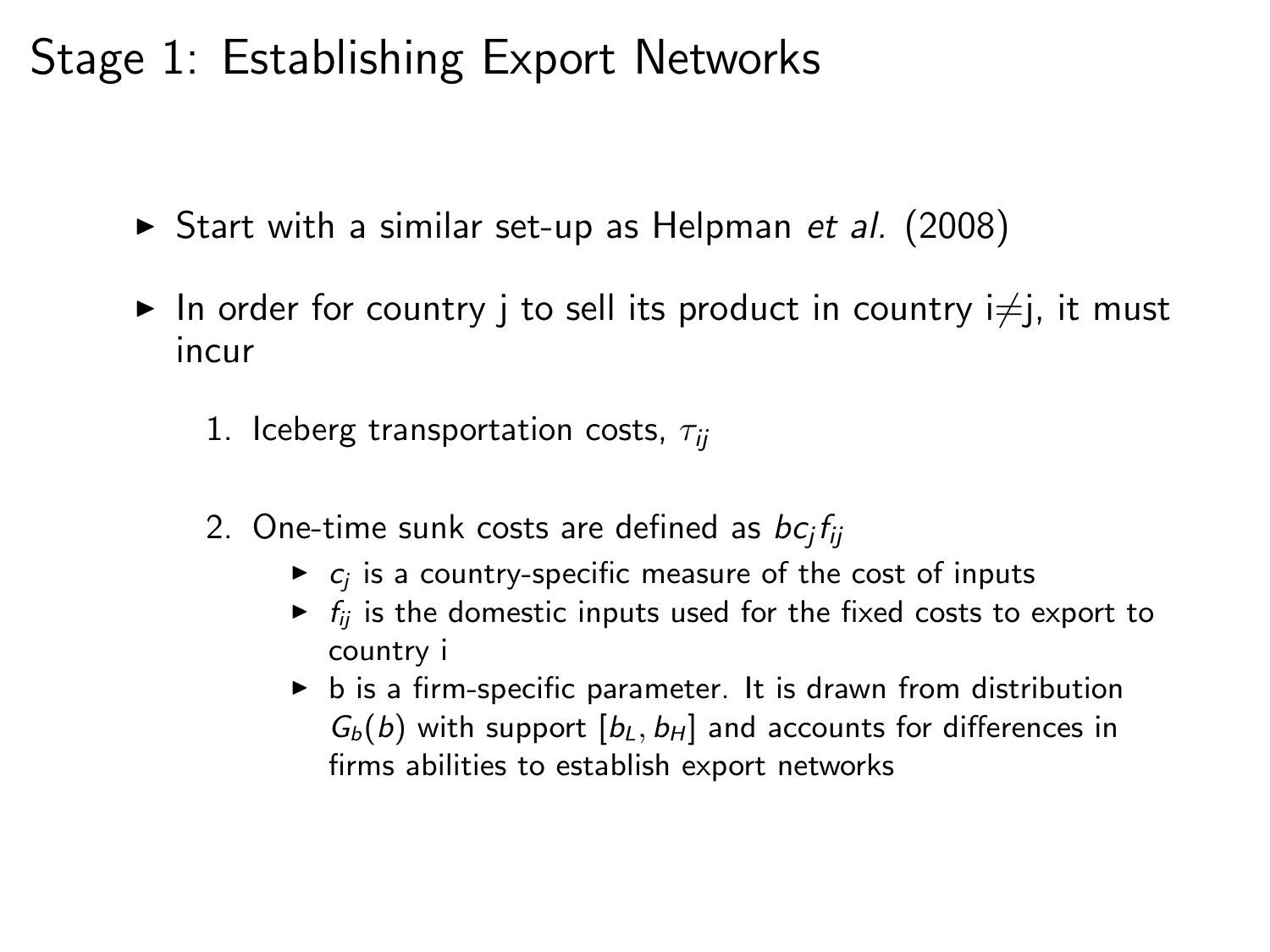# Stage 1: Establishing Export Networks

- Start with a similar set-up as Helpman *et al.* (2008)
- In order for country j to sell its product in country i$\neq$j, it must incur
  1. Iceberg transportation costs, $\tau_{ij}$
  2. One-time sunk costs are defined as $bc_jf_{ij}$
     - $c_j$ is a country-specific measure of the cost of inputs
     - $f_{ij}$ is the domestic inputs used for the fixed costs to export to country i
     - b is a firm-specific parameter. It is drawn from distribution $G_b(b)$ with support $[b_L, b_H]$ and accounts for differences in firms abilities to establish export networks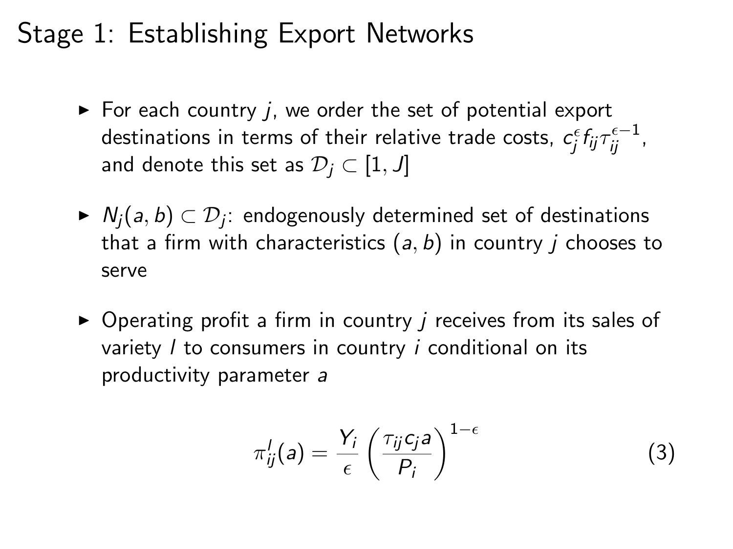# Stage 1: Establishing Export Networks

- For each country $j$, we order the set of potential export destinations in terms of their relative trade costs, $c_j^{\epsilon} f_{ij} \tau_{ij}^{\epsilon-1}$, and denote this set as $\mathcal{D}_j \subset [1, J]$
- $N_j(a, b) \subset \mathcal{D}_j$: endogenously determined set of destinations that a firm with characteristics $(a, b)$ in country $j$ chooses to serve
- Operating profit a firm in country $j$ receives from its sales of variety $l$ to consumers in country $i$ conditional on its productivity parameter $a$

$$\pi_{ij}^{l}(a) = \frac{Y_i}{\epsilon} \left( \frac{\tau_{ij} c_j a}{P_i} \right)^{1-\epsilon} \tag{3}$$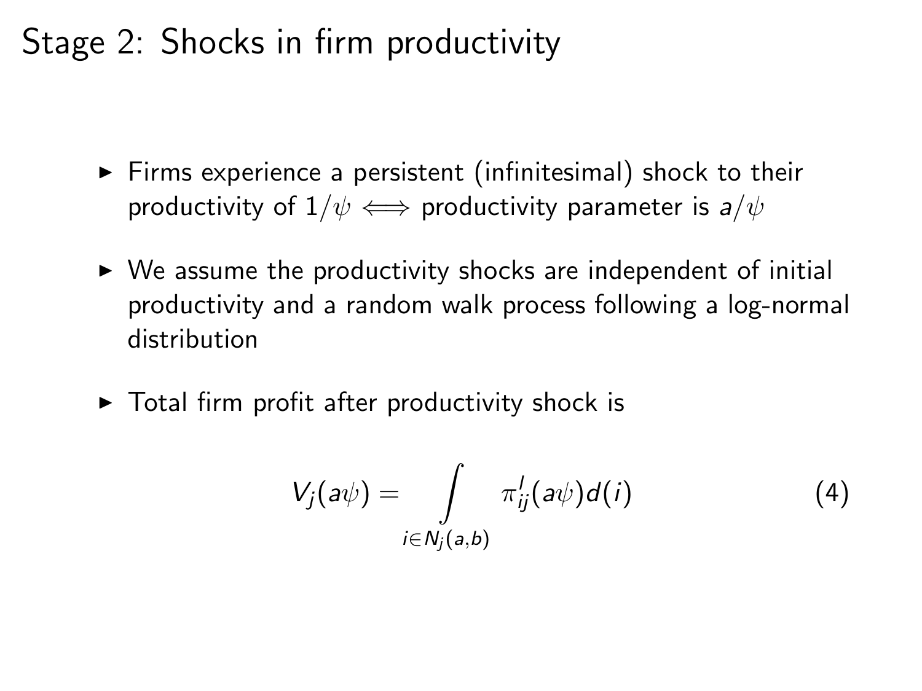# Stage 2: Shocks in firm productivity

- Firms experience a persistent (infinitesimal) shock to their productivity of $1/\psi \iff$ productivity parameter is $a/\psi$
- We assume the productivity shocks are independent of initial productivity and a random walk process following a log-normal distribution
- Total firm profit after productivity shock is

$$V_j(a\psi) = \int_{i \in N_j(a,b)} \pi^I_{ij}(a\psi) d(i) \tag{4}$$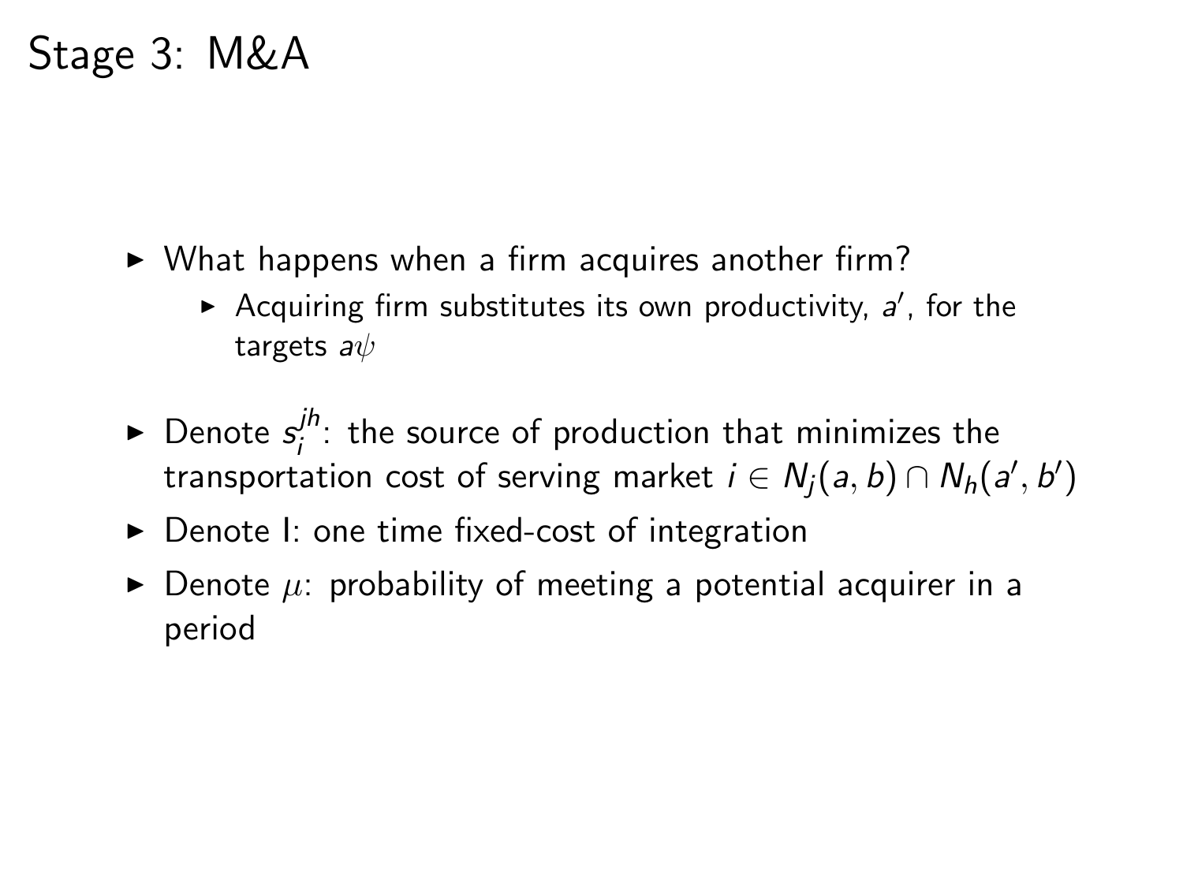# Stage 3: M&A

- What happens when a firm acquires another firm?
  - Acquiring firm substitutes its own productivity, $a'$, for the targets $a\psi$
- Denote $s_i^{jh}$: the source of production that minimizes the transportation cost of serving market $i \in N_j(a, b) \cap N_h(a', b')$
- Denote I: one time fixed-cost of integration
- Denote $\mu$: probability of meeting a potential acquirer in a period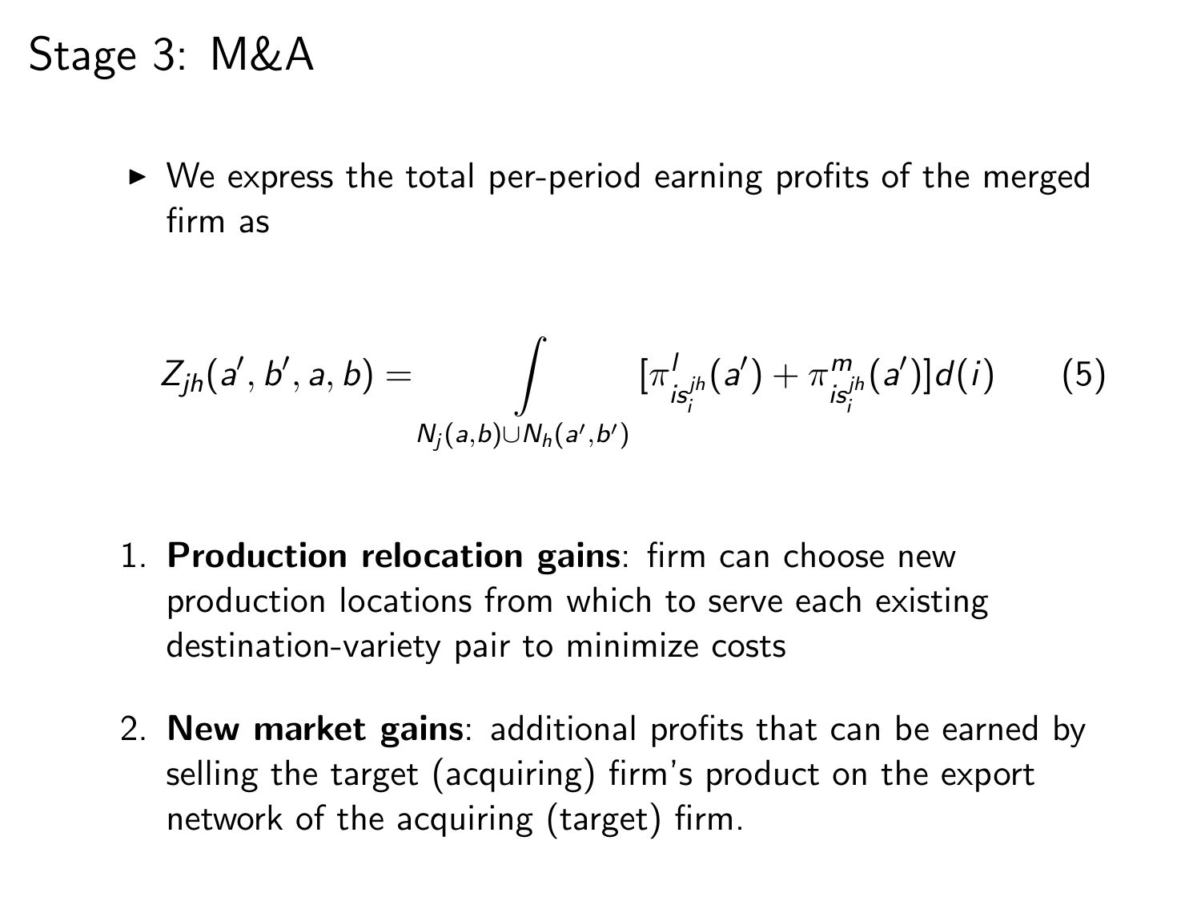# Stage 3: M&A

- We express the total per-period earning profits of the merged firm as

$$Z_{jh}(a', b', a, b) = \int_{N_j(a,b) \cup N_h(a',b')} [\pi^{l}_{is_i^{jh}}(a') + \pi^{m}_{is_i^{jh}}(a')] d(i) \tag{5}$$

1. **Production relocation gains**: firm can choose new production locations from which to serve each existing destination-variety pair to minimize costs
2. **New market gains**: additional profits that can be earned by selling the target (acquiring) firm's product on the export network of the acquiring (target) firm.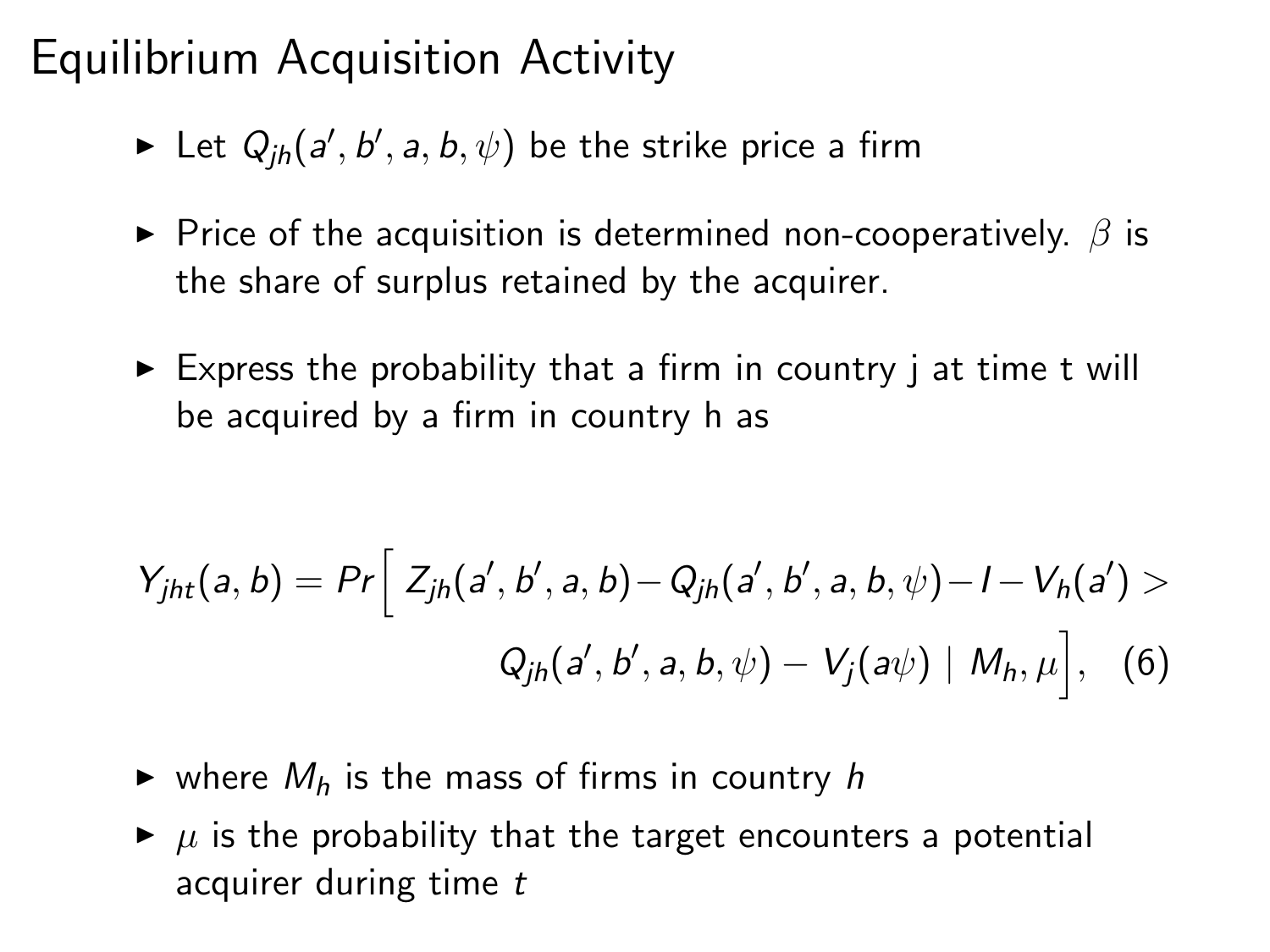# Equilibrium Acquisition Activity

- Let $Q_{jh}(a', b', a, b, \psi)$ be the strike price a firm
- Price of the acquisition is determined non-cooperatively. $\beta$ is the share of surplus retained by the acquirer.
- Express the probability that a firm in country j at time t will be acquired by a firm in country h as

$$Y_{jht}(a, b) = Pr\Big[\ Z_{jh}(a', b', a, b) - Q_{jh}(a', b', a, b, \psi) - I - V_h(a') > Q_{jh}(a', b', a, b, \psi) - V_j(a\psi) \mid M_h, \mu\Big], \quad (6)$$

- where $M_h$ is the mass of firms in country $h$
- $\mu$ is the probability that the target encounters a potential acquirer during time $t$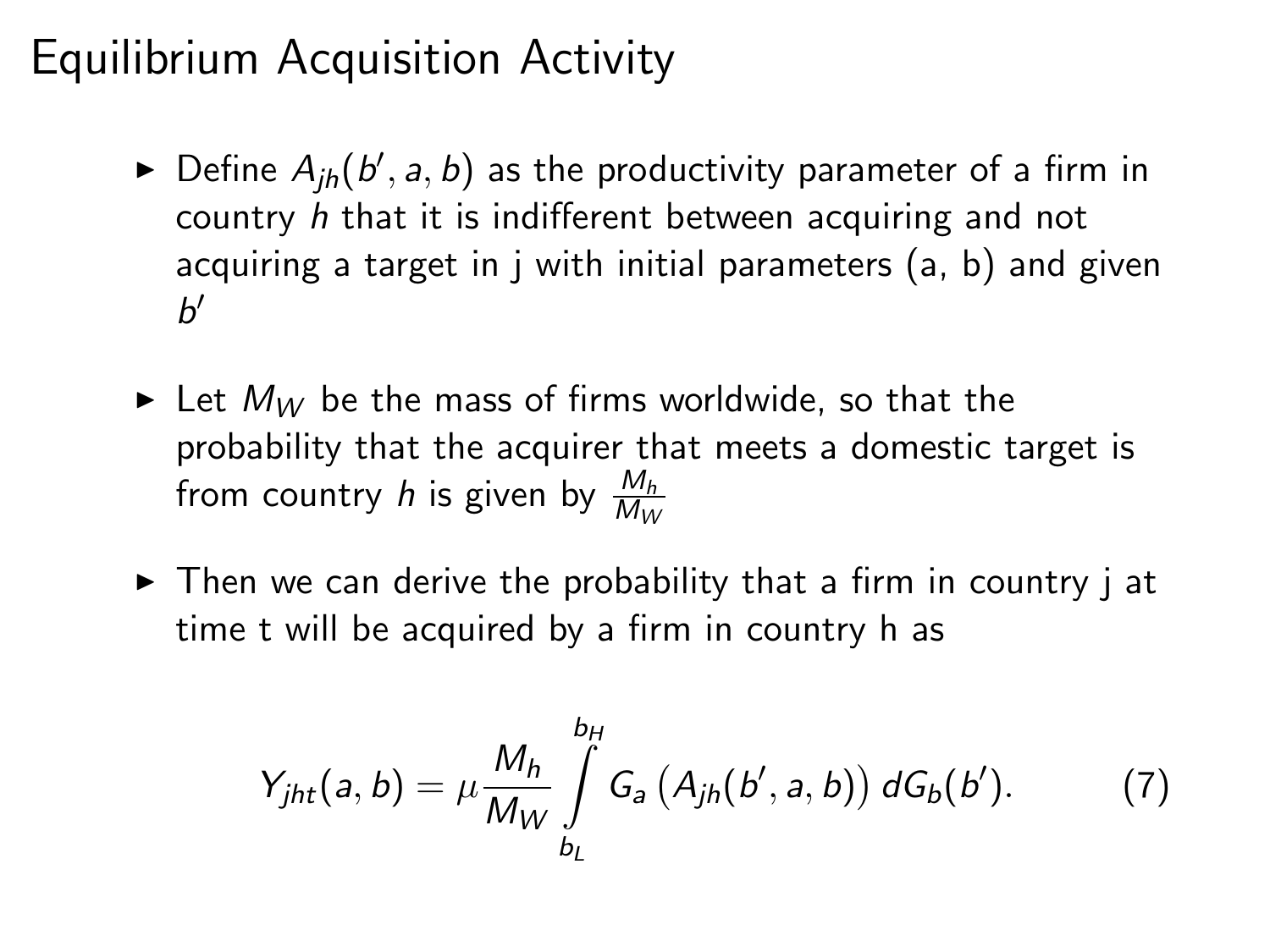# Equilibrium Acquisition Activity

- Define $A_{jh}(b', a, b)$ as the productivity parameter of a firm in country $h$ that it is indifferent between acquiring and not acquiring a target in j with initial parameters (a, b) and given $b'$
- Let $M_W$ be the mass of firms worldwide, so that the probability that the acquirer that meets a domestic target is from country $h$ is given by $\frac{M_h}{M_W}$
- Then we can derive the probability that a firm in country j at time t will be acquired by a firm in country h as

$$Y_{jht}(a, b) = \mu \frac{M_h}{M_W} \int_{b_L}^{b_H} G_a\left(A_{jh}(b', a, b)\right) dG_b(b'). \tag{7}$$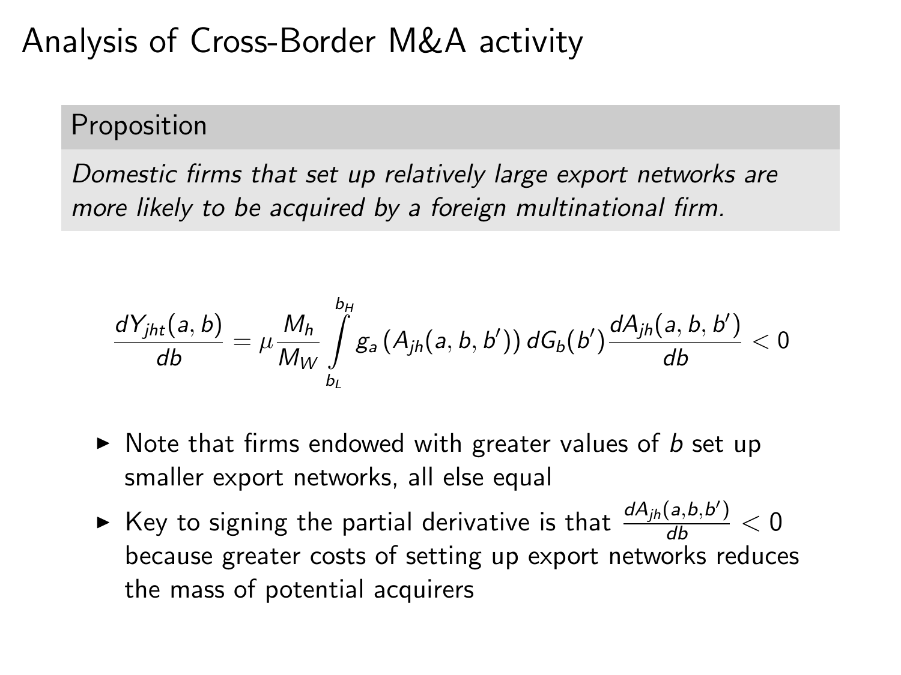# Analysis of Cross-Border M&A activity

**Proposition**

*Domestic firms that set up relatively large export networks are more likely to be acquired by a foreign multinational firm.*

$$\frac{dY_{jht}(a,b)}{db} = \mu \frac{M_h}{M_W} \int_{b_L}^{b_H} g_a\left(A_{jh}(a,b,b')\right) dG_b(b') \frac{dA_{jh}(a,b,b')}{db} < 0$$

- Note that firms endowed with greater values of $b$ set up smaller export networks, all else equal
- Key to signing the partial derivative is that $\frac{dA_{jh}(a,b,b')}{db} < 0$ because greater costs of setting up export networks reduces the mass of potential acquirers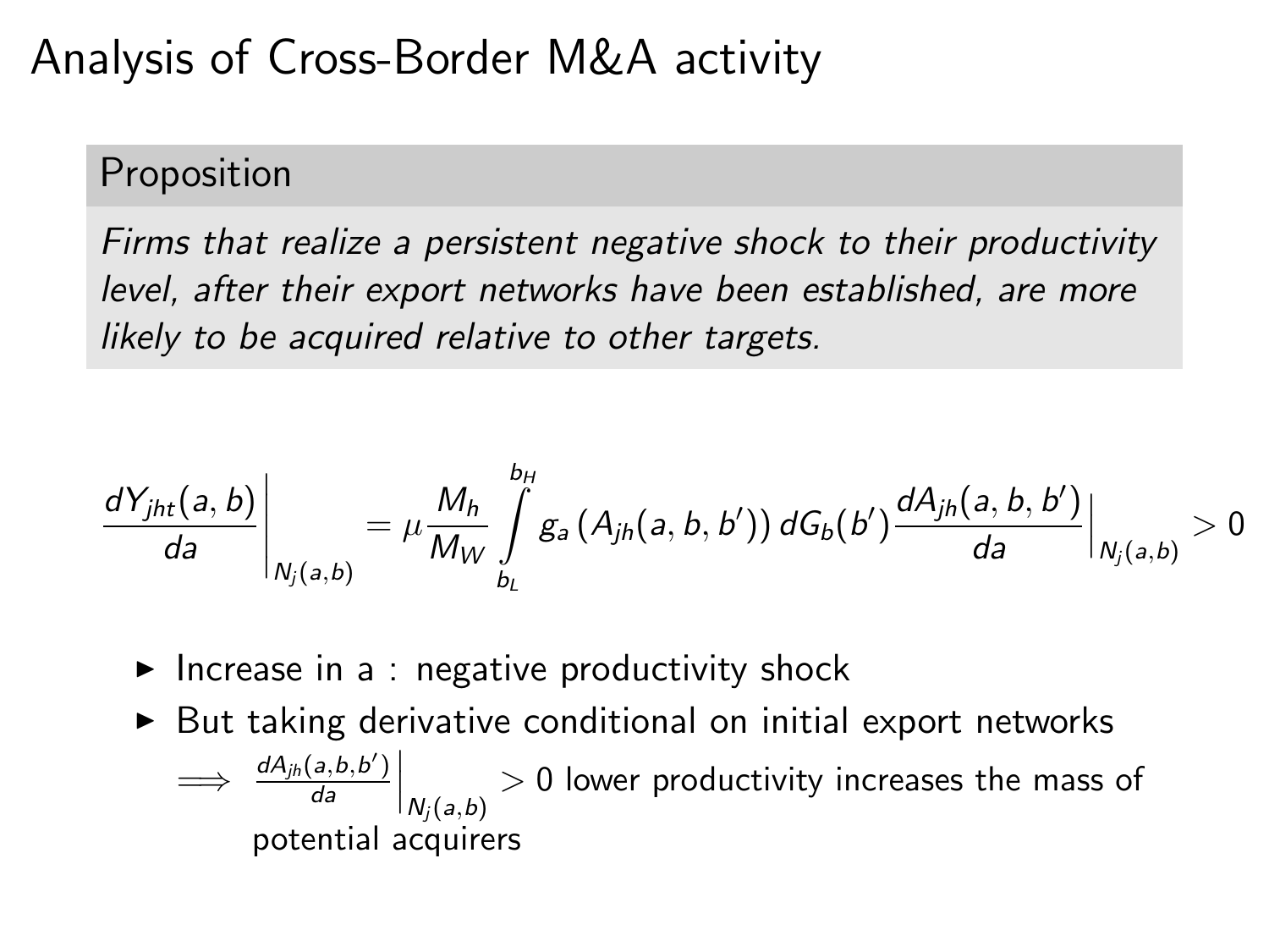# Analysis of Cross-Border M&A activity

### Proposition

*Firms that realize a persistent negative shock to their productivity level, after their export networks have been established, are more likely to be acquired relative to other targets.*

$$\left.\frac{dY_{jht}(a,b)}{da}\right|_{N_j(a,b)} = \mu \frac{M_h}{M_W} \int_{b_L}^{b_H} g_a\left(A_{jh}(a,b,b')\right) dG_b(b') \left.\frac{dA_{jh}(a,b,b')}{da}\right|_{N_j(a,b)} > 0$$

- Increase in a : negative productivity shock
- But taking derivative conditional on initial export networks $\implies \left.\frac{dA_{jh}(a,b,b')}{da}\right|_{N_j(a,b)} > 0$ lower productivity increases the mass of potential acquirers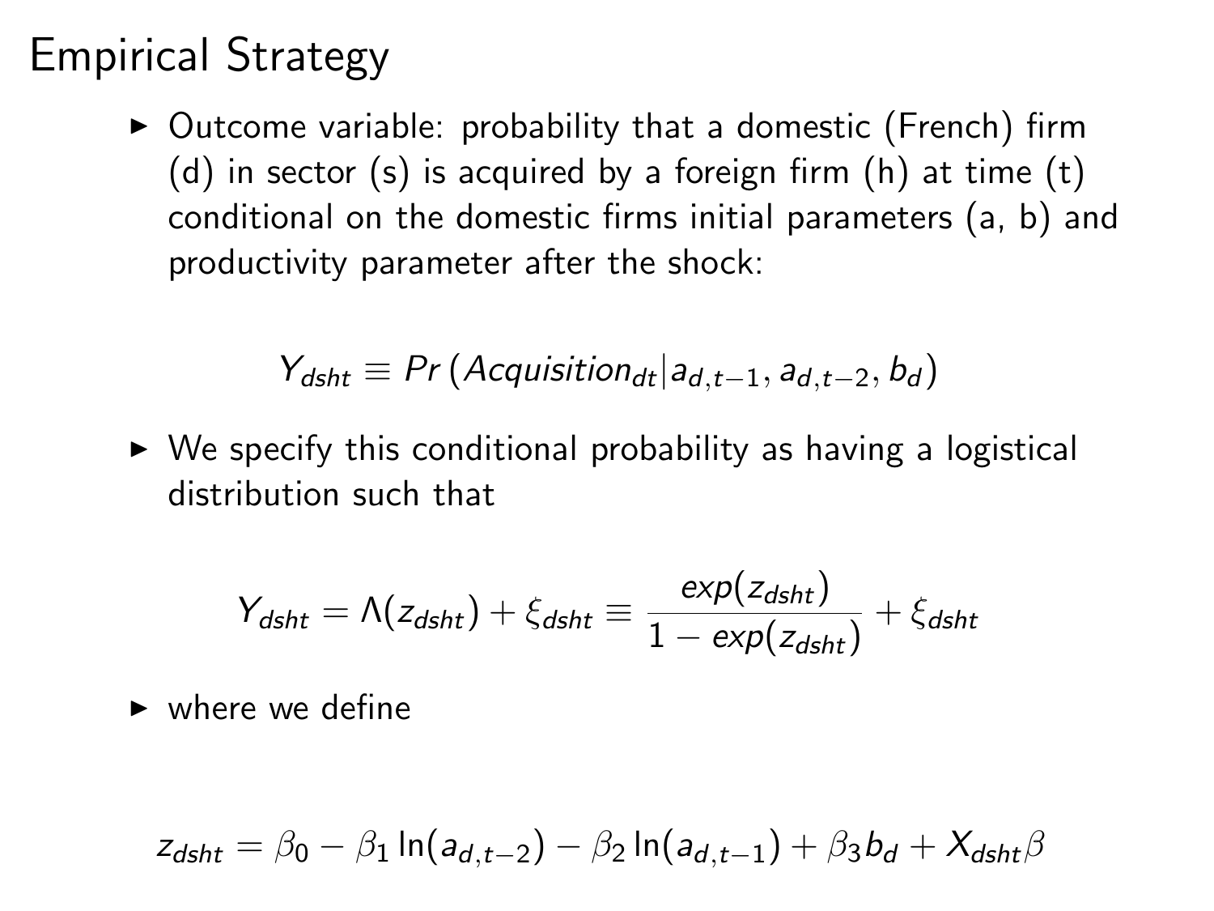# Empirical Strategy

- Outcome variable: probability that a domestic (French) firm (d) in sector (s) is acquired by a foreign firm (h) at time (t) conditional on the domestic firms initial parameters (a, b) and productivity parameter after the shock:

$$Y_{dsht} \equiv Pr\left(Acquisition_{dt} | a_{d,t-1}, a_{d,t-2}, b_d\right)$$

- We specify this conditional probability as having a logistical distribution such that

$$Y_{dsht} = \Lambda(z_{dsht}) + \xi_{dsht} \equiv \frac{exp(z_{dsht})}{1 - exp(z_{dsht})} + \xi_{dsht}$$

- where we define

$$z_{dsht} = \beta_0 - \beta_1 \ln(a_{d,t-2}) - \beta_2 \ln(a_{d,t-1}) + \beta_3 b_d + X_{dsht}\beta$$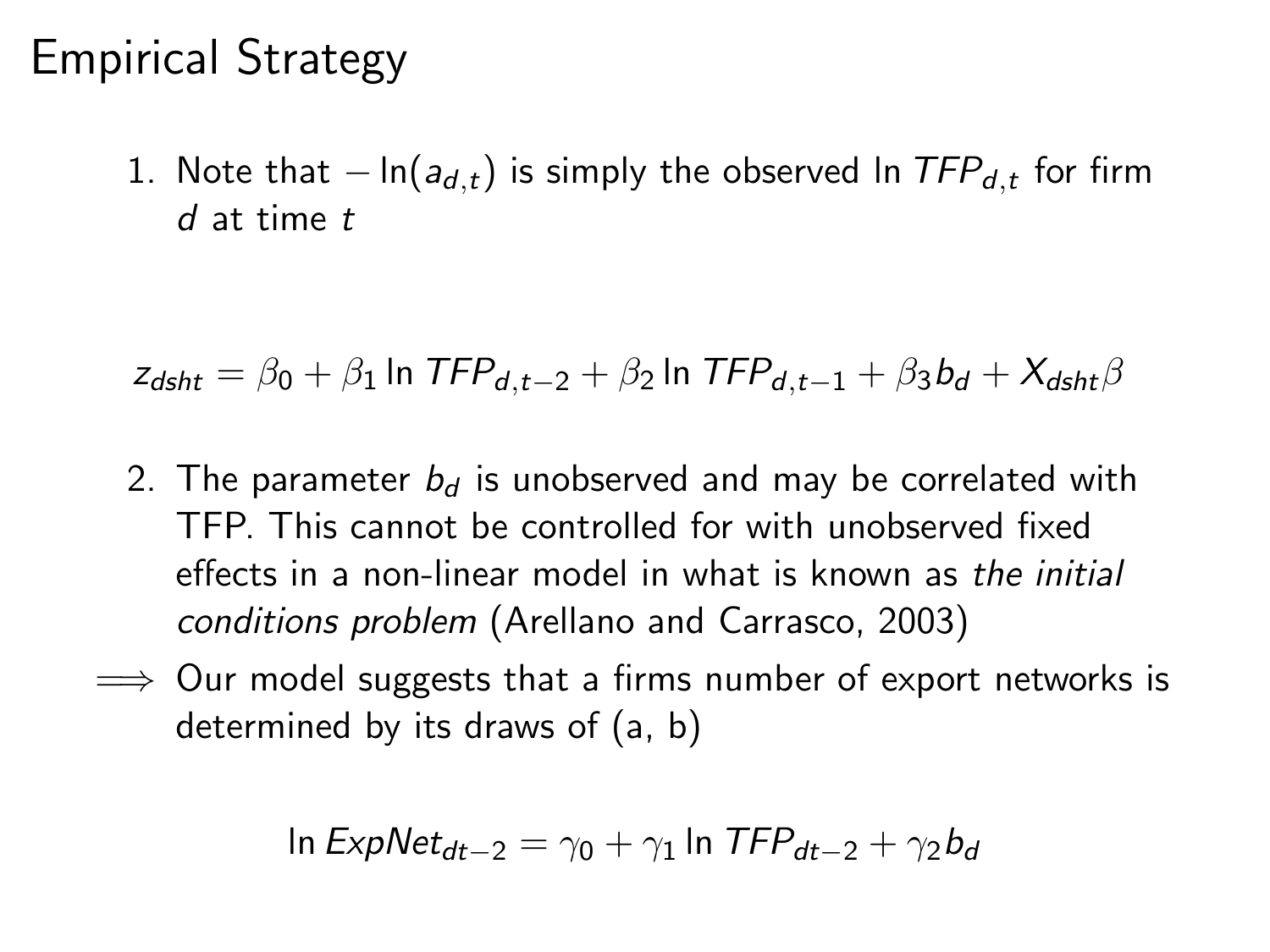# Empirical Strategy

1. Note that $-\ln(a_{d,t})$ is simply the observed $\ln TFP_{d,t}$ for firm $d$ at time $t$

$$z_{dsht} = \beta_0 + \beta_1 \ln TFP_{d,t-2} + \beta_2 \ln TFP_{d,t-1} + \beta_3 b_d + X_{dsht}\beta$$

2. The parameter $b_d$ is unobserved and may be correlated with TFP. This cannot be controlled for with unobserved fixed effects in a non-linear model in what is known as *the initial conditions problem* (Arellano and Carrasco, 2003)

$\implies$ Our model suggests that a firms number of export networks is determined by its draws of (a, b)

$$\ln ExpNet_{dt-2} = \gamma_0 + \gamma_1 \ln TFP_{dt-2} + \gamma_2 b_d$$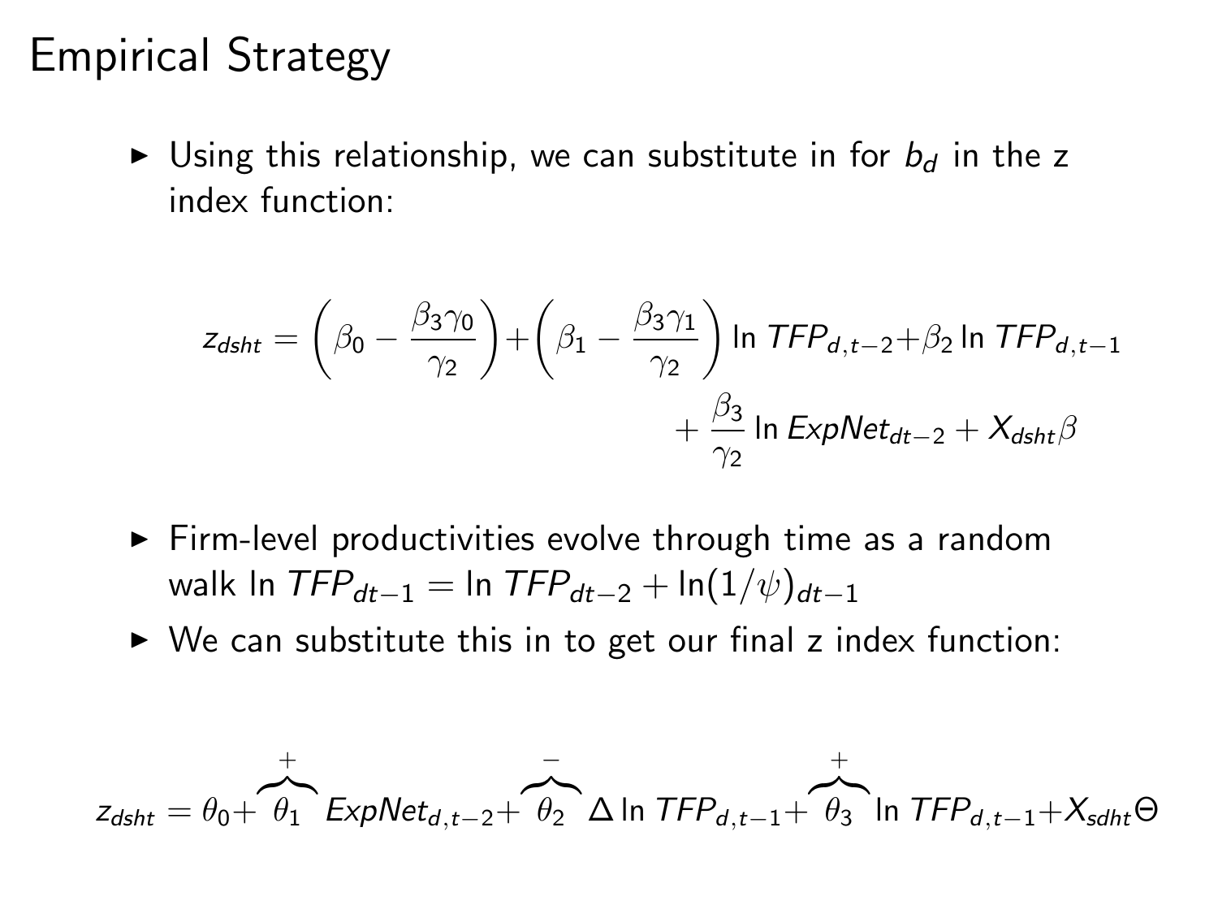# Empirical Strategy

- Using this relationship, we can substitute in for $b_d$ in the z index function:

$$z_{dsht} = \left(\beta_0 - \frac{\beta_3 \gamma_0}{\gamma_2}\right) + \left(\beta_1 - \frac{\beta_3 \gamma_1}{\gamma_2}\right) \ln TFP_{d,t-2} + \beta_2 \ln TFP_{d,t-1} + \frac{\beta_3}{\gamma_2} \ln ExpNet_{dt-2} + X_{dsht}\beta$$

- Firm-level productivities evolve through time as a random walk $\ln TFP_{dt-1} = \ln TFP_{dt-2} + \ln(1/\psi)_{dt-1}$
- We can substitute this in to get our final z index function:

$$z_{dsht} = \theta_0 + \overbrace{\theta_1}^{+} ExpNet_{d,t-2} + \overbrace{\theta_2}^{-} \Delta \ln TFP_{d,t-1} + \overbrace{\theta_3}^{+} \ln TFP_{d,t-1} + X_{sdht}\Theta$$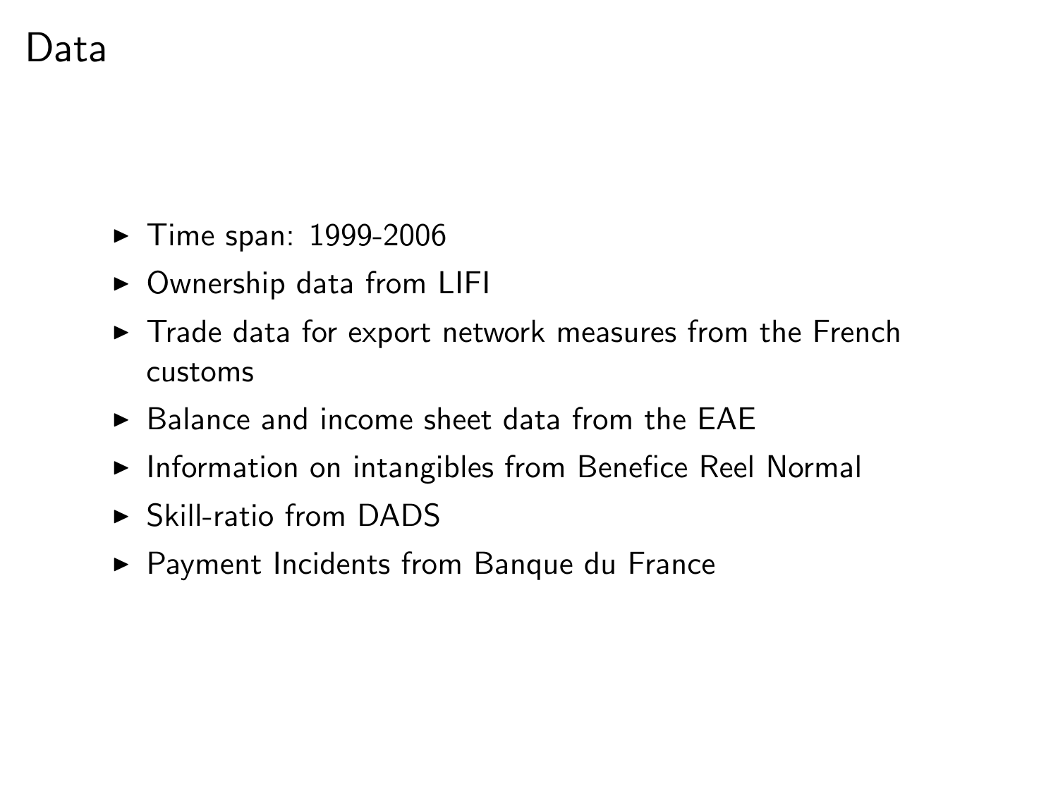# Data

- Time span: 1999-2006
- Ownership data from LIFI
- Trade data for export network measures from the French customs
- Balance and income sheet data from the EAE
- Information on intangibles from Benefice Reel Normal
- Skill-ratio from DADS
- Payment Incidents from Banque du France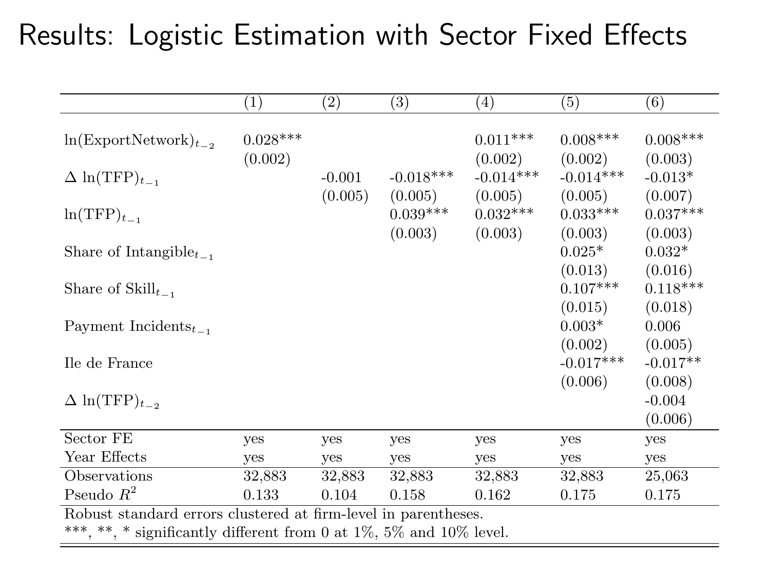# Results: Logistic Estimation with Sector Fixed Effects

| | (1) | (2) | (3) | (4) | (5) | (6) |
|---|---|---|---|---|---|---|
| $\ln(\text{ExportNetwork})_{t-2}$ | 0.028*** | | | 0.011*** | 0.008*** | 0.008*** |
| | (0.002) | | | (0.002) | (0.002) | (0.003) |
| $\Delta \ln(\text{TFP})_{t-1}$ | | -0.001 | -0.018*** | -0.014*** | -0.014*** | -0.013* |
| | | (0.005) | (0.005) | (0.005) | (0.005) | (0.007) |
| $\ln(\text{TFP})_{t-1}$ | | | 0.039*** | 0.032*** | 0.033*** | 0.037*** |
| | | | (0.003) | (0.003) | (0.003) | (0.003) |
| Share of $\text{Intangible}_{t-1}$ | | | | | 0.025* | 0.032* |
| | | | | | (0.013) | (0.016) |
| Share of $\text{Skill}_{t-1}$ | | | | | 0.107*** | 0.118*** |
| | | | | | (0.015) | (0.018) |
| Payment $\text{Incidents}_{t-1}$ | | | | | 0.003* | 0.006 |
| | | | | | (0.002) | (0.005) |
| Ile de France | | | | | -0.017*** | -0.017** |
| | | | | | (0.006) | (0.008) |
| $\Delta \ln(\text{TFP})_{t-2}$ | | | | | | -0.004 |
| | | | | | | (0.006) |
| Sector FE | yes | yes | yes | yes | yes | yes |
| Year Effects | yes | yes | yes | yes | yes | yes |
| Observations | 32,883 | 32,883 | 32,883 | 32,883 | 32,883 | 25,063 |
| Pseudo $R^2$ | 0.133 | 0.104 | 0.158 | 0.162 | 0.175 | 0.175 |

Robust standard errors clustered at firm-level in parentheses.
***, **, * significantly different from 0 at 1%, 5% and 10% level.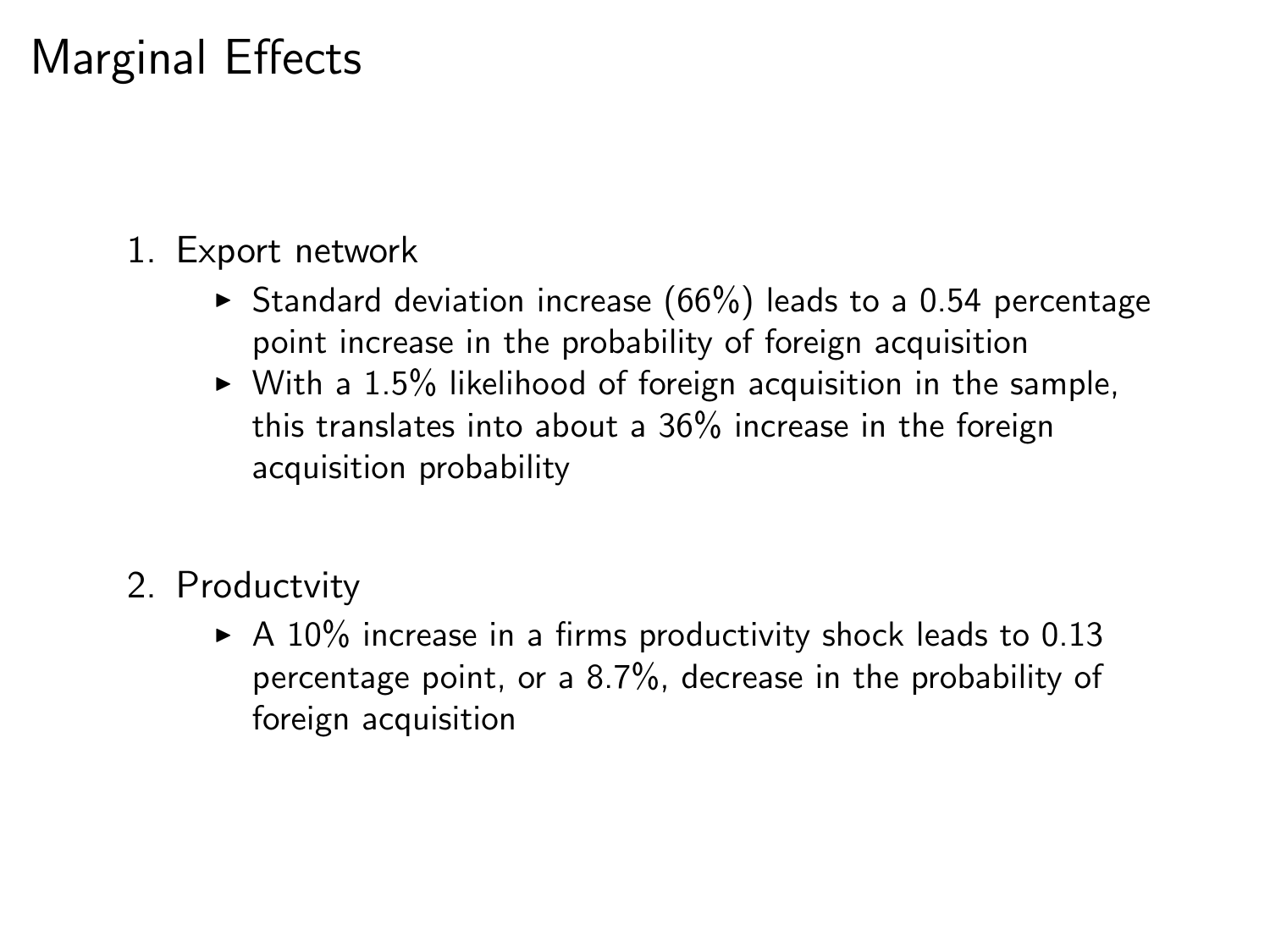# Marginal Effects

1. Export network
   - Standard deviation increase (66%) leads to a 0.54 percentage point increase in the probability of foreign acquisition
   - With a 1.5% likelihood of foreign acquisition in the sample, this translates into about a 36% increase in the foreign acquisition probability

2. Productvity
   - A 10% increase in a firms productivity shock leads to 0.13 percentage point, or a 8.7%, decrease in the probability of foreign acquisition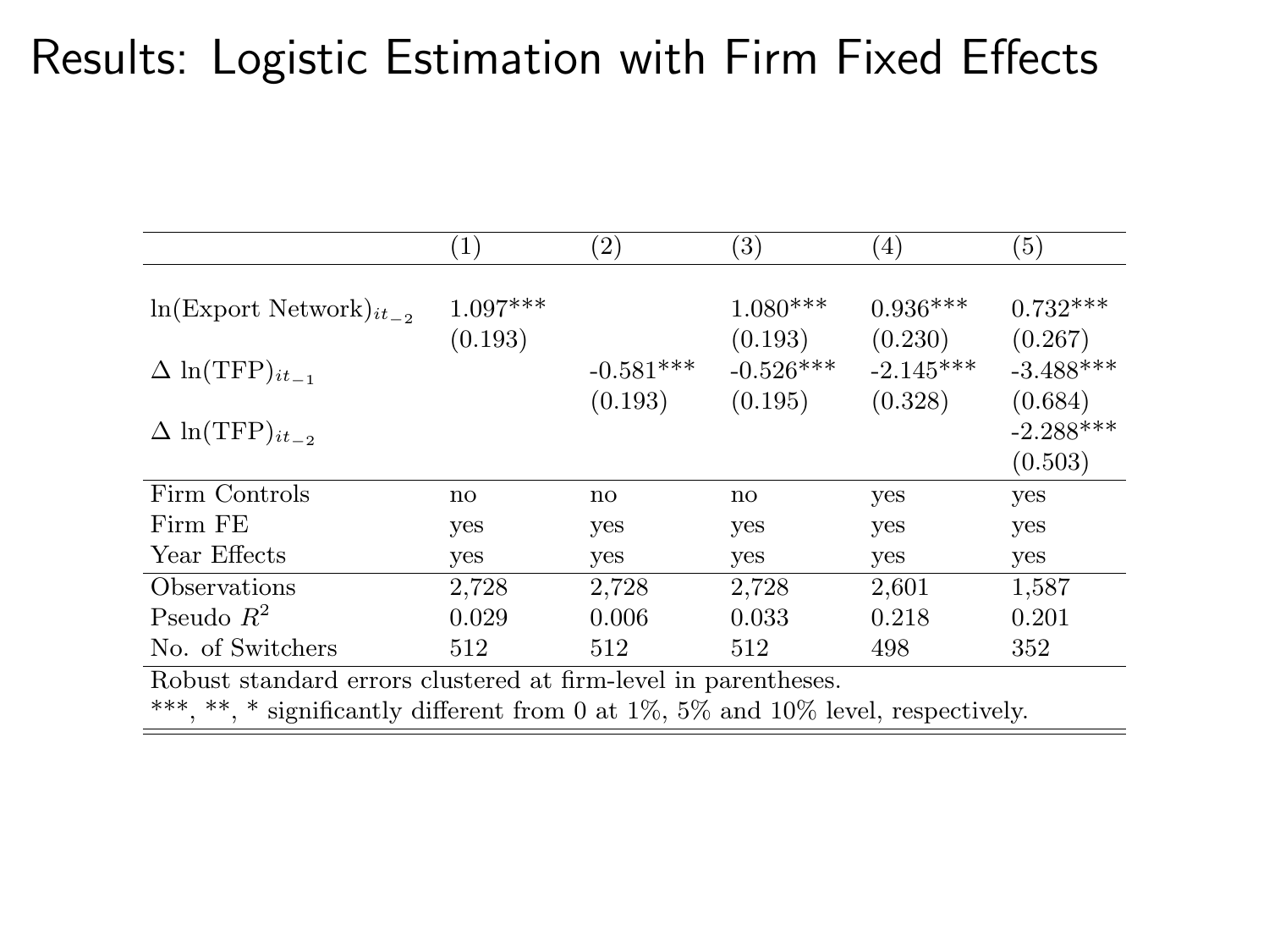# Results: Logistic Estimation with Firm Fixed Effects

| | (1) | (2) | (3) | (4) | (5) |
|---|---|---|---|---|---|
| ln(Export Network)$_{it_{-2}}$ | 1.097*** | | 1.080*** | 0.936*** | 0.732*** |
| | (0.193) | | (0.193) | (0.230) | (0.267) |
| $\Delta$ ln(TFP)$_{it_{-1}}$ | | -0.581*** | -0.526*** | -2.145*** | -3.488*** |
| | | (0.193) | (0.195) | (0.328) | (0.684) |
| $\Delta$ ln(TFP)$_{it_{-2}}$ | | | | | -2.288*** |
| | | | | | (0.503) |
| Firm Controls | no | no | no | yes | yes |
| Firm FE | yes | yes | yes | yes | yes |
| Year Effects | yes | yes | yes | yes | yes |
| Observations | 2,728 | 2,728 | 2,728 | 2,601 | 1,587 |
| Pseudo $R^2$ | 0.029 | 0.006 | 0.033 | 0.218 | 0.201 |
| No. of Switchers | 512 | 512 | 512 | 498 | 352 |

Robust standard errors clustered at firm-level in parentheses.
***, **, * significantly different from 0 at 1%, 5% and 10% level, respectively.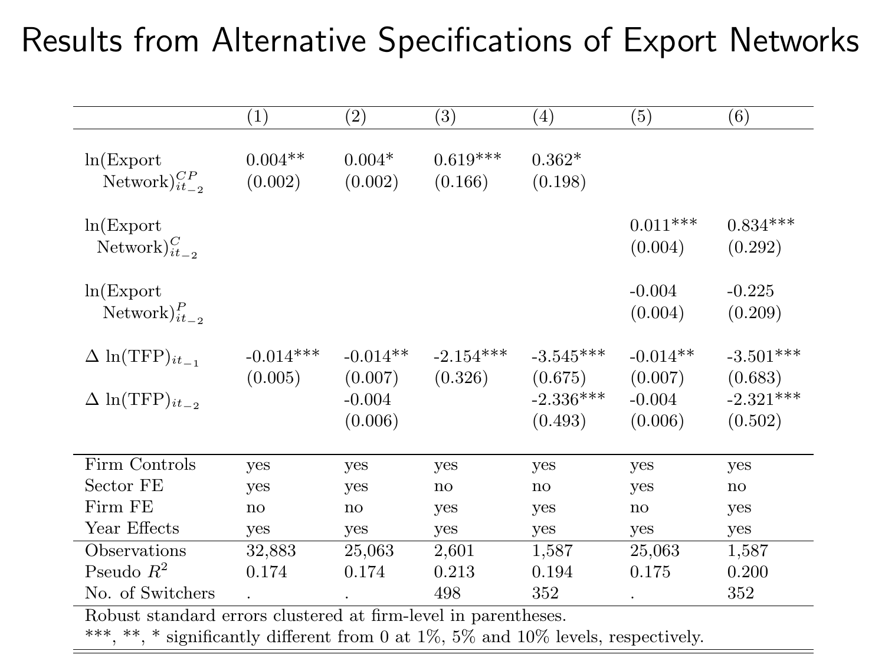# Results from Alternative Specifications of Export Networks

| | (1) | (2) | (3) | (4) | (5) | (6) |
|---|---|---|---|---|---|---|
| ln(Export Network)$^{CP}_{it_{-2}}$ | 0.004** | 0.004* | 0.619*** | 0.362* | | |
| | (0.002) | (0.002) | (0.166) | (0.198) | | |
| ln(Export Network)$^{C}_{it_{-2}}$ | | | | | 0.011*** | 0.834*** |
| | | | | | (0.004) | (0.292) |
| ln(Export Network)$^{P}_{it_{-2}}$ | | | | | -0.004 | -0.225 |
| | | | | | (0.004) | (0.209) |
| $\Delta$ ln(TFP)$_{it_{-1}}$ | -0.014*** | -0.014** | -2.154*** | -3.545*** | -0.014** | -3.501*** |
| | (0.005) | (0.007) | (0.326) | (0.675) | (0.007) | (0.683) |
| $\Delta$ ln(TFP)$_{it_{-2}}$ | | -0.004 | | -2.336*** | -0.004 | -2.321*** |
| | | (0.006) | | (0.493) | (0.006) | (0.502) |
| Firm Controls | yes | yes | yes | yes | yes | yes |
| Sector FE | yes | yes | no | no | yes | no |
| Firm FE | no | no | yes | yes | no | yes |
| Year Effects | yes | yes | yes | yes | yes | yes |
| Observations | 32,883 | 25,063 | 2,601 | 1,587 | 25,063 | 1,587 |
| Pseudo $R^2$ | 0.174 | 0.174 | 0.213 | 0.194 | 0.175 | 0.200 |
| No. of Switchers | . | . | 498 | 352 | . | 352 |

Robust standard errors clustered at firm-level in parentheses.
***, **, * significantly different from 0 at 1%, 5% and 10% levels, respectively.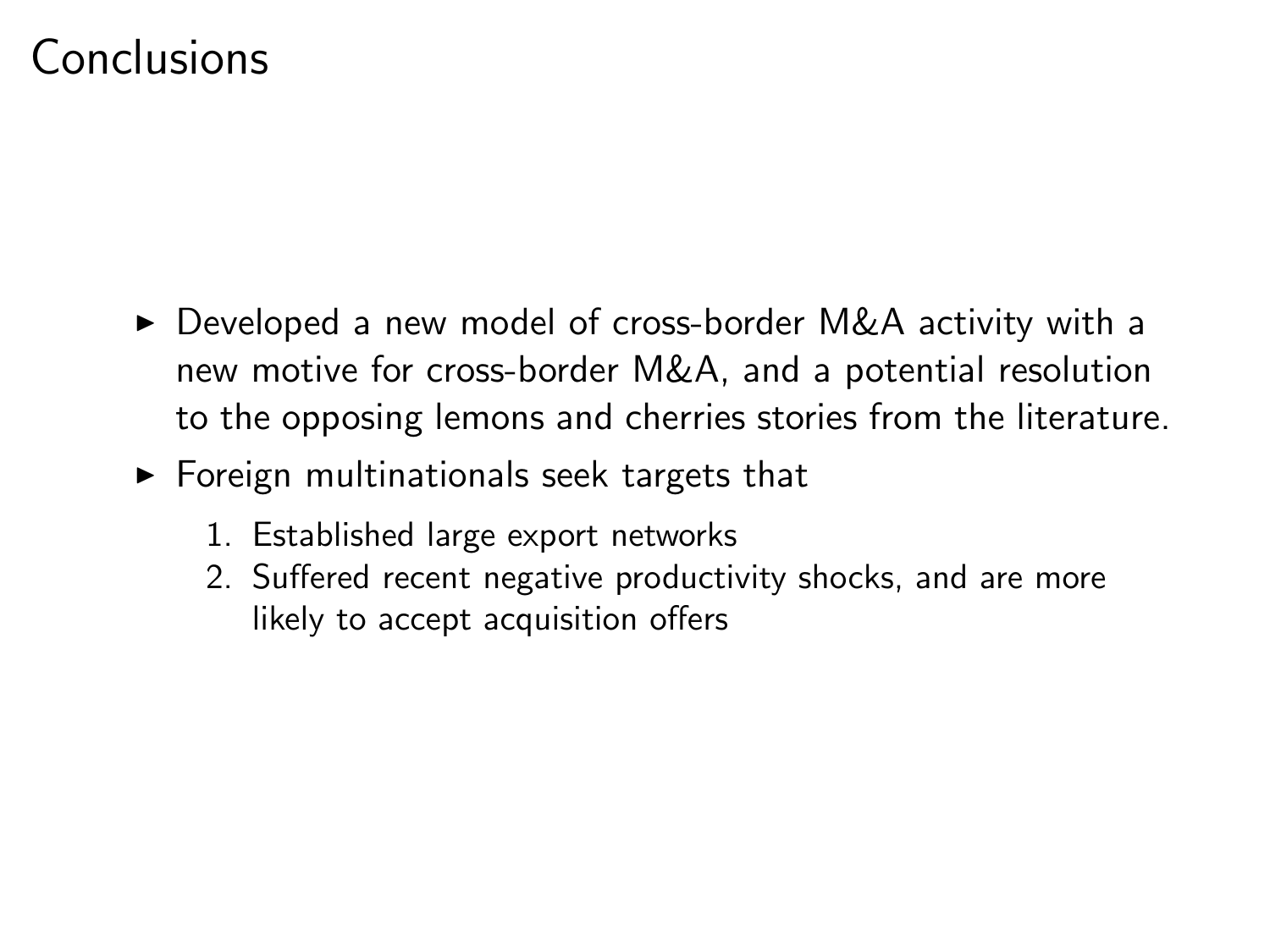# Conclusions

- Developed a new model of cross-border M&A activity with a new motive for cross-border M&A, and a potential resolution to the opposing lemons and cherries stories from the literature.
- Foreign multinationals seek targets that
  1. Established large export networks
  2. Suffered recent negative productivity shocks, and are more likely to accept acquisition offers